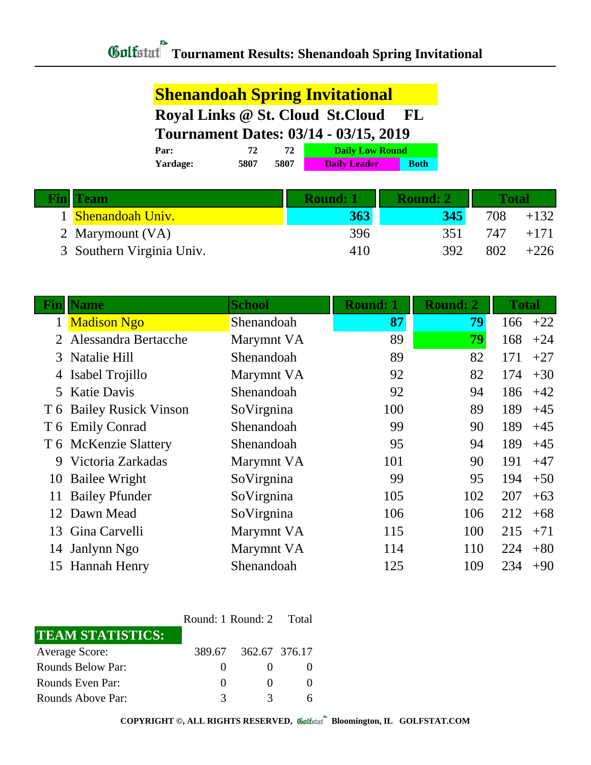# Golfstat Tournament Results: Shenandoah Spring Invitational

## Shenandoah Spring Invitational

**Royal Links @ St. Cloud St.Cloud FL**

**Tournament Dates: 03/14 - 03/15, 2019**

| | | | |
|---|---|---|---|
| **Par:** | **72** | **72** | **Daily Low Round** |
| **Yardage:** | **5807** | **5807** | **Daily Leader** / **Both** |

| Fin | Team | Round: 1 | Round: 2 | Total | |
|---|---|---|---|---|---|
| 1 | Shenandoah Univ. | **363** | **345** | 708 | +132 |
| 2 | Marymount (VA) | 396 | 351 | 747 | +171 |
| 3 | Southern Virginia Univ. | 410 | 392 | 802 | +226 |

| Fin | Name | School | Round: 1 | Round: 2 | Total | |
|---|---|---|---|---|---|---|
| 1 | Madison Ngo | Shenandoah | **87** | **79** | 166 | +22 |
| 2 | Alessandra Bertacche | Marymnt VA | 89 | **79** | 168 | +24 |
| 3 | Natalie Hill | Shenandoah | 89 | 82 | 171 | +27 |
| 4 | Isabel Trojillo | Marymnt VA | 92 | 82 | 174 | +30 |
| 5 | Katie Davis | Shenandoah | 92 | 94 | 186 | +42 |
| T 6 | Bailey Rusick Vinson | SoVirgnina | 100 | 89 | 189 | +45 |
| T 6 | Emily Conrad | Shenandoah | 99 | 90 | 189 | +45 |
| T 6 | McKenzie Slattery | Shenandoah | 95 | 94 | 189 | +45 |
| 9 | Victoria Zarkadas | Marymnt VA | 101 | 90 | 191 | +47 |
| 10 | Bailee Wright | SoVirgnina | 99 | 95 | 194 | +50 |
| 11 | Bailey Pfunder | SoVirgnina | 105 | 102 | 207 | +63 |
| 12 | Dawn Mead | SoVirgnina | 106 | 106 | 212 | +68 |
| 13 | Gina Carvelli | Marymnt VA | 115 | 100 | 215 | +71 |
| 14 | Janlynn Ngo | Marymnt VA | 114 | 110 | 224 | +80 |
| 15 | Hannah Henry | Shenandoah | 125 | 109 | 234 | +90 |

| TEAM STATISTICS: | Round: 1 | Round: 2 | Total |
|---|---|---|---|
| Average Score: | 389.67 | 362.67 | 376.17 |
| Rounds Below Par: | 0 | 0 | 0 |
| Rounds Even Par: | 0 | 0 | 0 |
| Rounds Above Par: | 3 | 3 | 6 |

**COPYRIGHT ©, ALL RIGHTS RESERVED, Golfstat Bloomington, IL GOLFSTAT.COM**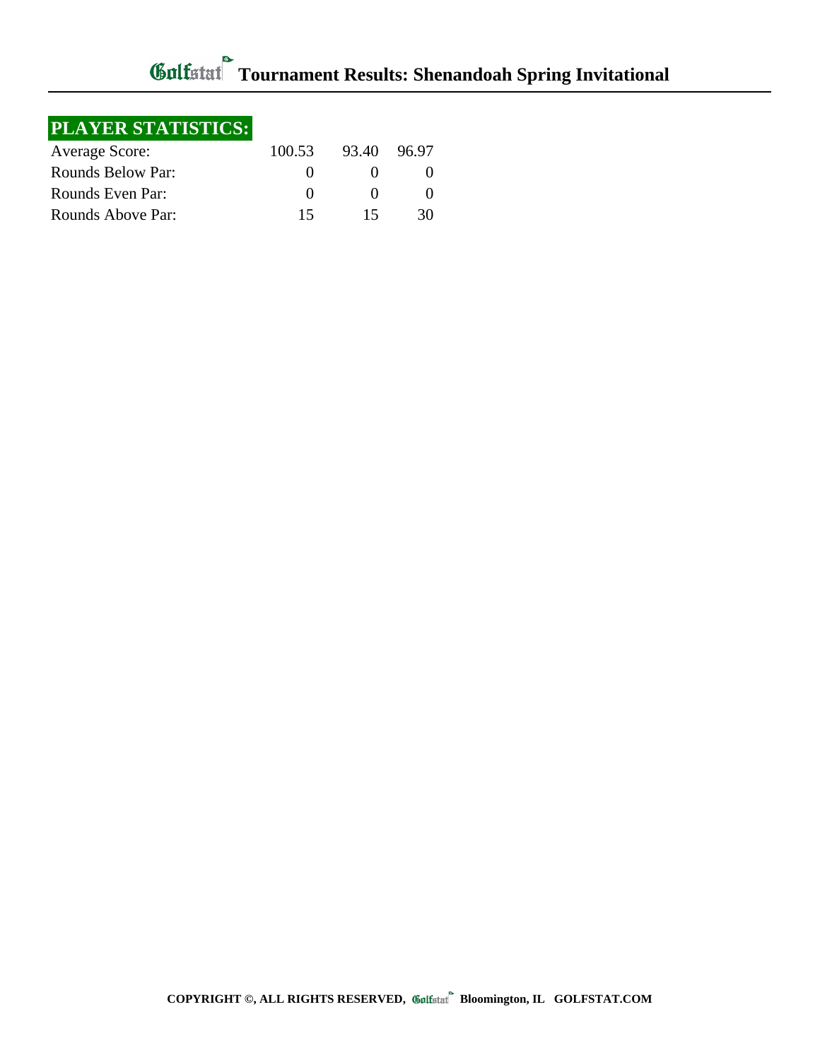# Tournament Results: Shenandoah Spring Invitational

## PLAYER STATISTICS:

| | | | |
|---|---|---|---|
| Average Score: | 100.53 | 93.40 | 96.97 |
| Rounds Below Par: | 0 | 0 | 0 |
| Rounds Even Par: | 0 | 0 | 0 |
| Rounds Above Par: | 15 | 15 | 30 |

**COPYRIGHT ©, ALL RIGHTS RESERVED, Golfstat Bloomington, IL GOLFSTAT.COM**